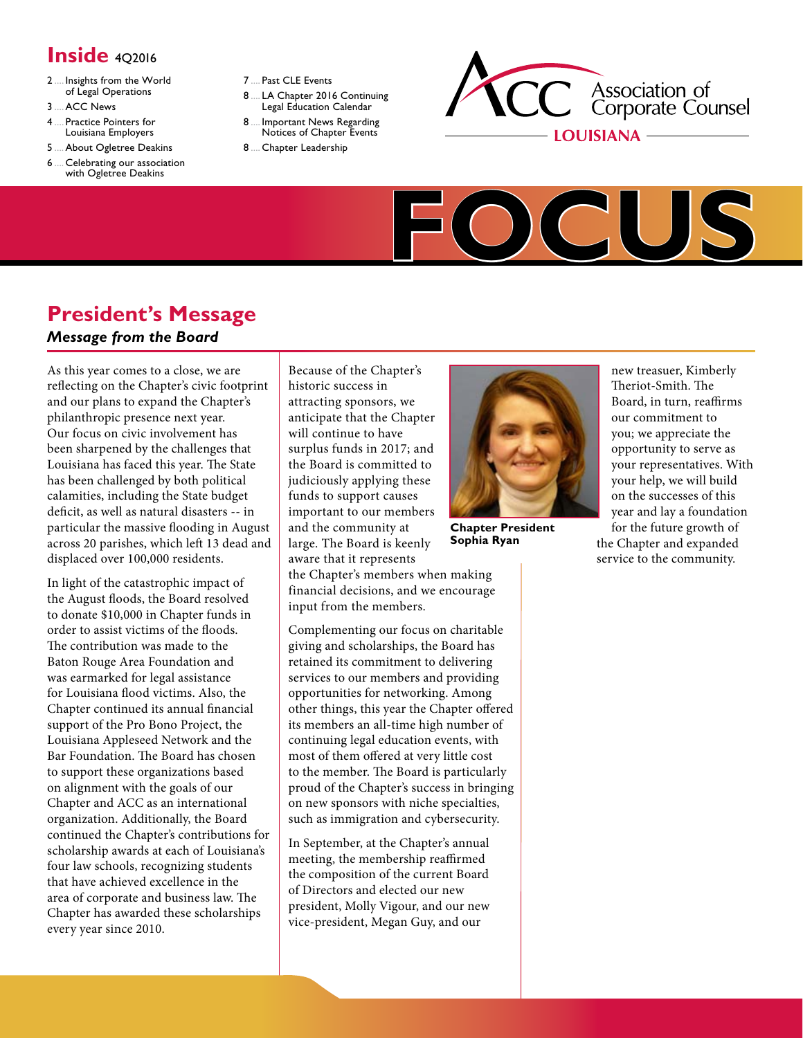## Inside 4Q2016

- 2 .... Insights from the World of Legal Operations
- 3 .... ACC News
- 4 .... Practice Pointers for Louisiana Employers
- 5 .... About Ogletree Deakins
- 6 .... Celebrating our association with Ogletree Deakins
- 7 .... Past CLE Events
- 8 .... LA Chapter 2016 Continuing Legal Education Calendar
- 8 .... Important News Regarding Notices of Chapter Events
- 8 .... Chapter Leadership

ACC Association of Corporate Counsel

LOUISIANA

# FOCUS

## President's Message

### *Message from the Board*

As this year comes to a close, we are reflecting on the Chapter's civic footprint and our plans to expand the Chapter's philanthropic presence next year. Our focus on civic involvement has been sharpened by the challenges that Louisiana has faced this year. The State has been challenged by both political calamities, including the State budget deficit, as well as natural disasters -- in particular the massive flooding in August across 20 parishes, which left 13 dead and displaced over 100,000 residents.

In light of the catastrophic impact of the August floods, the Board resolved to donate $10,000 in Chapter funds in order to assist victims of the floods. The contribution was made to the Baton Rouge Area Foundation and was earmarked for legal assistance for Louisiana flood victims. Also, the Chapter continued its annual financial support of the Pro Bono Project, the Louisiana Appleseed Network and the Bar Foundation. The Board has chosen to support these organizations based on alignment with the goals of our Chapter and ACC as an international organization. Additionally, the Board continued the Chapter's contributions for scholarship awards at each of Louisiana's four law schools, recognizing students that have achieved excellence in the area of corporate and business law. The Chapter has awarded these scholarships every year since 2010.

Because of the Chapter's historic success in attracting sponsors, we anticipate that the Chapter will continue to have surplus funds in 2017; and the Board is committed to judiciously applying these funds to support causes important to our members and the community at large. The Board is keenly aware that it represents the Chapter's members when making financial decisions, and we encourage input from the members.

**Chapter President Sophia Ryan**

Complementing our focus on charitable giving and scholarships, the Board has retained its commitment to delivering services to our members and providing opportunities for networking. Among other things, this year the Chapter offered its members an all-time high number of continuing legal education events, with most of them offered at very little cost to the member. The Board is particularly proud of the Chapter's success in bringing on new sponsors with niche specialties, such as immigration and cybersecurity.

In September, at the Chapter's annual meeting, the membership reaffirmed the composition of the current Board of Directors and elected our new president, Molly Vigour, and our new vice-president, Megan Guy, and our new treasuer, Kimberly Theriot-Smith. The Board, in turn, reaffirms our commitment to you; we appreciate the opportunity to serve as your representatives. With your help, we will build on the successes of this year and lay a foundation for the future growth of the Chapter and expanded service to the community.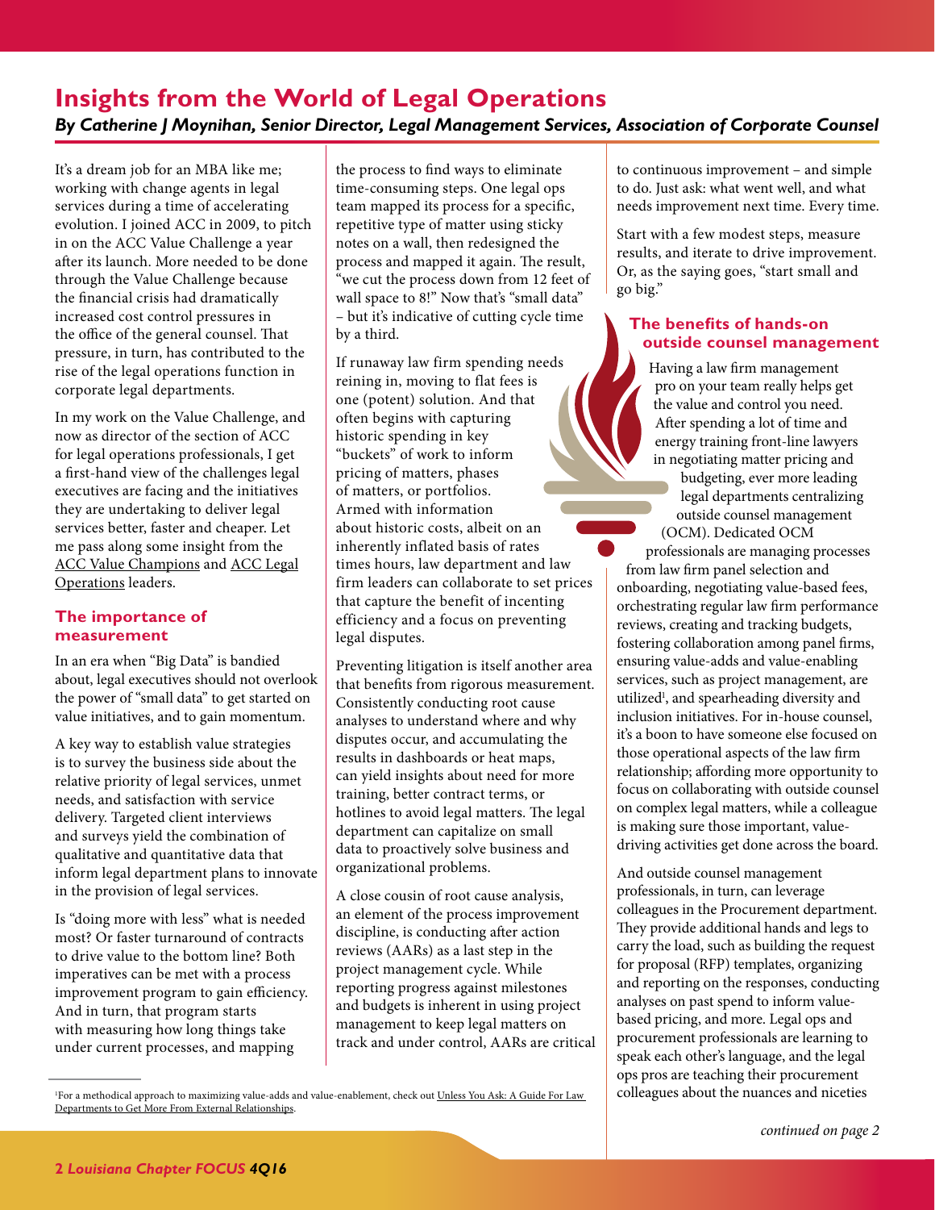# Insights from the World of Legal Operations

*By Catherine J Moynihan, Senior Director, Legal Management Services, Association of Corporate Counsel*

It's a dream job for an MBA like me; working with change agents in legal services during a time of accelerating evolution. I joined ACC in 2009, to pitch in on the ACC Value Challenge a year after its launch. More needed to be done through the Value Challenge because the financial crisis had dramatically increased cost control pressures in the office of the general counsel. That pressure, in turn, has contributed to the rise of the legal operations function in corporate legal departments.

In my work on the Value Challenge, and now as director of the section of ACC for legal operations professionals, I get a first-hand view of the challenges legal executives are facing and the initiatives they are undertaking to deliver legal services better, faster and cheaper. Let me pass along some insight from the ACC Value Champions and ACC Legal Operations leaders.

## The importance of measurement

In an era when "Big Data" is bandied about, legal executives should not overlook the power of "small data" to get started on value initiatives, and to gain momentum.

A key way to establish value strategies is to survey the business side about the relative priority of legal services, unmet needs, and satisfaction with service delivery. Targeted client interviews and surveys yield the combination of qualitative and quantitative data that inform legal department plans to innovate in the provision of legal services.

Is "doing more with less" what is needed most? Or faster turnaround of contracts to drive value to the bottom line? Both imperatives can be met with a process improvement program to gain efficiency. And in turn, that program starts with measuring how long things take under current processes, and mapping the process to find ways to eliminate time-consuming steps. One legal ops team mapped its process for a specific, repetitive type of matter using sticky notes on a wall, then redesigned the process and mapped it again. The result, "we cut the process down from 12 feet of wall space to 8!" Now that's "small data" – but it's indicative of cutting cycle time by a third.

If runaway law firm spending needs reining in, moving to flat fees is one (potent) solution. And that often begins with capturing historic spending in key "buckets" of work to inform pricing of matters, phases of matters, or portfolios. Armed with information about historic costs, albeit on an inherently inflated basis of rates times hours, law department and law firm leaders can collaborate to set prices that capture the benefit of incenting efficiency and a focus on preventing legal disputes.

Preventing litigation is itself another area that benefits from rigorous measurement. Consistently conducting root cause analyses to understand where and why disputes occur, and accumulating the results in dashboards or heat maps, can yield insights about need for more training, better contract terms, or hotlines to avoid legal matters. The legal department can capitalize on small data to proactively solve business and organizational problems.

A close cousin of root cause analysis, an element of the process improvement discipline, is conducting after action reviews (AARs) as a last step in the project management cycle. While reporting progress against milestones and budgets is inherent in using project management to keep legal matters on track and under control, AARs are critical to continuous improvement – and simple to do. Just ask: what went well, and what needs improvement next time. Every time.

Start with a few modest steps, measure results, and iterate to drive improvement. Or, as the saying goes, "start small and go big."

## The benefits of hands-on outside counsel management

Having a law firm management pro on your team really helps get the value and control you need. After spending a lot of time and energy training front-line lawyers in negotiating matter pricing and budgeting, ever more leading legal departments centralizing outside counsel management (OCM). Dedicated OCM professionals are managing processes from law firm panel selection and onboarding, negotiating value-based fees, orchestrating regular law firm performance reviews, creating and tracking budgets, fostering collaboration among panel firms, ensuring value-adds and value-enabling services, such as project management, are utilized[1], and spearheading diversity and inclusion initiatives. For in-house counsel, it's a boon to have someone else focused on those operational aspects of the law firm relationship; affording more opportunity to focus on collaborating with outside counsel on complex legal matters, while a colleague is making sure those important, value-driving activities get done across the board.

And outside counsel management professionals, in turn, can leverage colleagues in the Procurement department. They provide additional hands and legs to carry the load, such as building the request for proposal (RFP) templates, organizing and reporting on the responses, conducting analyses on past spend to inform value-based pricing, and more. Legal ops and procurement professionals are learning to speak each other's language, and the legal ops pros are teaching their procurement colleagues about the nuances and niceties

*continued on page 2*

---

[1] For a methodical approach to maximizing value-adds and value-enablement, check out Unless You Ask: A Guide For Law Departments to Get More From External Relationships.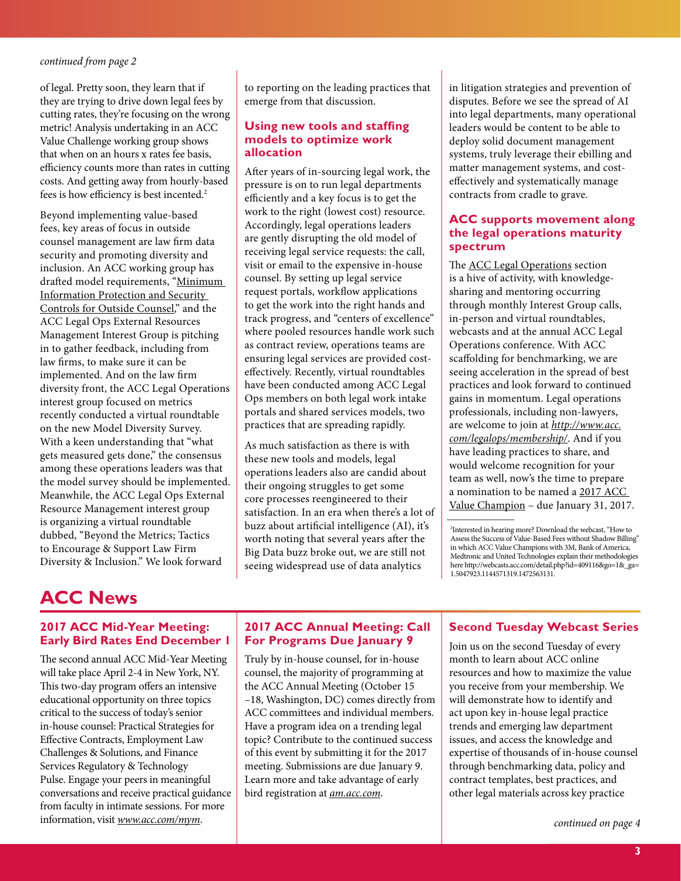*continued from page 2*

of legal. Pretty soon, they learn that if they are trying to drive down legal fees by cutting rates, they're focusing on the wrong metric! Analysis undertaking in an ACC Value Challenge working group shows that when on an hours x rates fee basis, efficiency counts more than rates in cutting costs. And getting away from hourly-based fees is how efficiency is best incented.[2]

Beyond implementing value-based fees, key areas of focus in outside counsel management are law firm data security and promoting diversity and inclusion. An ACC working group has drafted model requirements, "Minimum Information Protection and Security Controls for Outside Counsel," and the ACC Legal Ops External Resources Management Interest Group is pitching in to gather feedback, including from law firms, to make sure it can be implemented. And on the law firm diversity front, the ACC Legal Operations interest group focused on metrics recently conducted a virtual roundtable on the new Model Diversity Survey. With a keen understanding that "what gets measured gets done," the consensus among these operations leaders was that the model survey should be implemented. Meanwhile, the ACC Legal Ops External Resource Management interest group is organizing a virtual roundtable dubbed, "Beyond the Metrics; Tactics to Encourage & Support Law Firm Diversity & Inclusion." We look forward to reporting on the leading practices that emerge from that discussion.

### Using new tools and staffing models to optimize work allocation

After years of in-sourcing legal work, the pressure is on to run legal departments efficiently and a key focus is to get the work to the right (lowest cost) resource. Accordingly, legal operations leaders are gently disrupting the old model of receiving legal service requests: the call, visit or email to the expensive in-house counsel. By setting up legal service request portals, workflow applications to get the work into the right hands and track progress, and "centers of excellence" where pooled resources handle work such as contract review, operations teams are ensuring legal services are provided cost-effectively. Recently, virtual roundtables have been conducted among ACC Legal Ops members on both legal work intake portals and shared services models, two practices that are spreading rapidly.

As much satisfaction as there is with these new tools and models, legal operations leaders also are candid about their ongoing struggles to get some core processes reengineered to their satisfaction. In an era when there's a lot of buzz about artificial intelligence (AI), it's worth noting that several years after the Big Data buzz broke out, we are still not seeing widespread use of data analytics in litigation strategies and prevention of disputes. Before we see the spread of AI into legal departments, many operational leaders would be content to be able to deploy solid document management systems, truly leverage their ebilling and matter management systems, and cost-effectively and systematically manage contracts from cradle to grave.

### ACC supports movement along the legal operations maturity spectrum

The ACC Legal Operations section is a hive of activity, with knowledge-sharing and mentoring occurring through monthly Interest Group calls, in-person and virtual roundtables, webcasts and at the annual ACC Legal Operations conference. With ACC scaffolding for benchmarking, we are seeing acceleration in the spread of best practices and look forward to continued gains in momentum. Legal operations professionals, including non-lawyers, are welcome to join at *http://www.acc.com/legalops/membership/*. And if you have leading practices to share, and would welcome recognition for your team as well, now's the time to prepare a nomination to be named a 2017 ACC Value Champion – due January 31, 2017.

[2]Interested in hearing more? Download the webcast, "How to Assess the Success of Value-Based Fees without Shadow Billing" in which ACC Value Champions with 3M, Bank of America, Medtronic and United Technologies explain their methodologies here http://webcasts.acc.com/detail.php?id=409116&go=1&_ga=1.5047923.1144571319.1472563131.

# ACC News

### 2017 ACC Mid-Year Meeting: Early Bird Rates End December 1

The second annual ACC Mid-Year Meeting will take place April 2-4 in New York, NY. This two-day program offers an intensive educational opportunity on three topics critical to the success of today's senior in-house counsel: Practical Strategies for Effective Contracts, Employment Law Challenges & Solutions, and Finance Services Regulatory & Technology Pulse. Engage your peers in meaningful conversations and receive practical guidance from faculty in intimate sessions. For more information, visit *www.acc.com/mym*.

### 2017 ACC Annual Meeting: Call For Programs Due January 9

Truly by in-house counsel, for in-house counsel, the majority of programming at the ACC Annual Meeting (October 15 –18, Washington, DC) comes directly from ACC committees and individual members. Have a program idea on a trending legal topic? Contribute to the continued success of this event by submitting it for the 2017 meeting. Submissions are due January 9. Learn more and take advantage of early bird registration at *am.acc.com*.

### Second Tuesday Webcast Series

Join us on the second Tuesday of every month to learn about ACC online resources and how to maximize the value you receive from your membership. We will demonstrate how to identify and act upon key in-house legal practice trends and emerging law department issues, and access the knowledge and expertise of thousands of in-house counsel through benchmarking data, policy and contract templates, best practices, and other legal materials across key practice

*continued on page 4*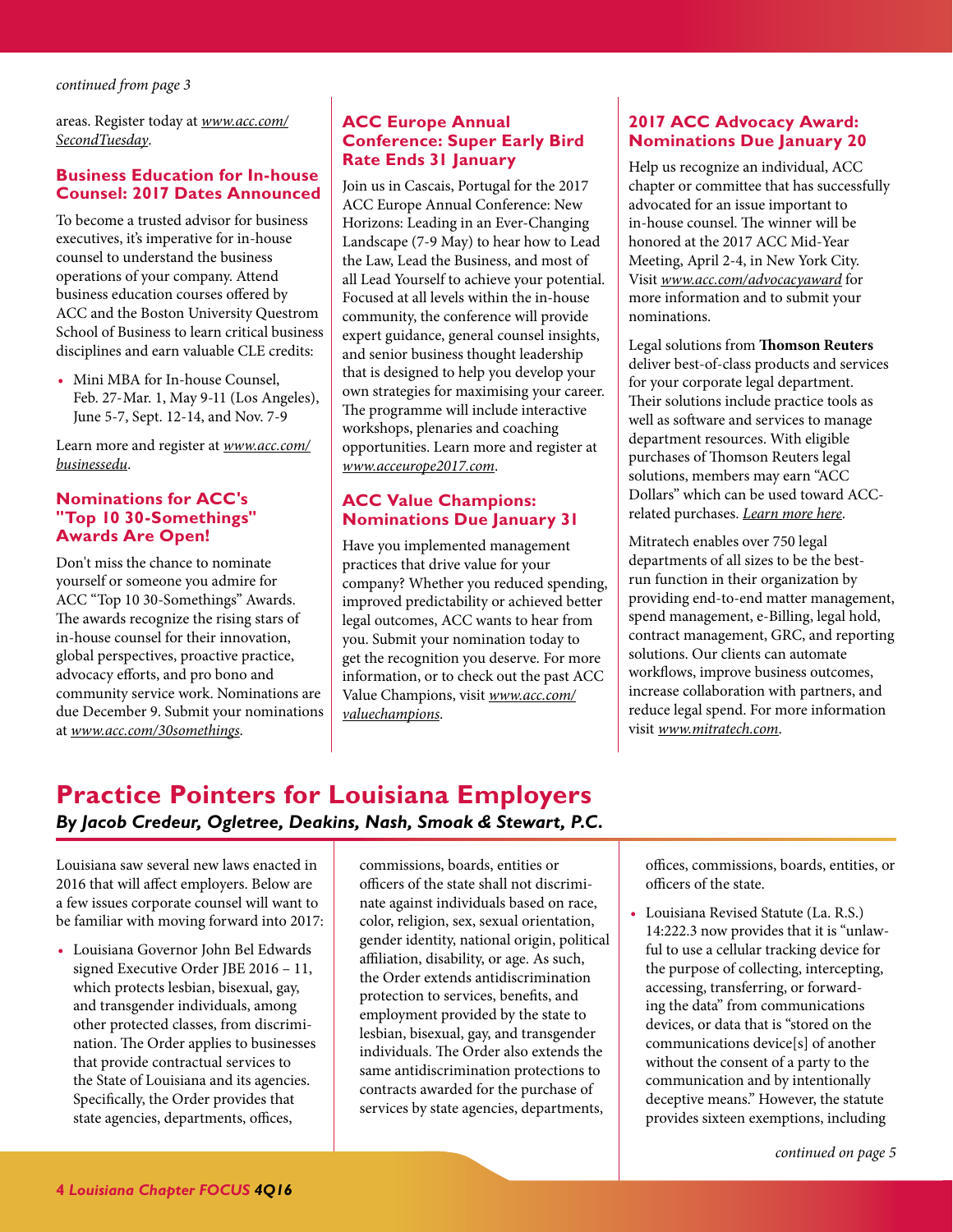*continued from page 3*

areas. Register today at *www.acc.com/SecondTuesday*.

### Business Education for In-house Counsel: 2017 Dates Announced

To become a trusted advisor for business executives, it's imperative for in-house counsel to understand the business operations of your company. Attend business education courses offered by ACC and the Boston University Questrom School of Business to learn critical business disciplines and earn valuable CLE credits:

- Mini MBA for In-house Counsel, Feb. 27-Mar. 1, May 9-11 (Los Angeles), June 5-7, Sept. 12-14, and Nov. 7-9

Learn more and register at *www.acc.com/businessedu*.

### Nominations for ACC's "Top 10 30-Somethings" Awards Are Open!

Don't miss the chance to nominate yourself or someone you admire for ACC "Top 10 30-Somethings" Awards. The awards recognize the rising stars of in-house counsel for their innovation, global perspectives, proactive practice, advocacy efforts, and pro bono and community service work. Nominations are due December 9. Submit your nominations at *www.acc.com/30somethings*.

### ACC Europe Annual Conference: Super Early Bird Rate Ends 31 January

Join us in Cascais, Portugal for the 2017 ACC Europe Annual Conference: New Horizons: Leading in an Ever-Changing Landscape (7-9 May) to hear how to Lead the Law, Lead the Business, and most of all Lead Yourself to achieve your potential. Focused at all levels within the in-house community, the conference will provide expert guidance, general counsel insights, and senior business thought leadership that is designed to help you develop your own strategies for maximising your career. The programme will include interactive workshops, plenaries and coaching opportunities. Learn more and register at *www.acceurope2017.com*.

### ACC Value Champions: Nominations Due January 31

Have you implemented management practices that drive value for your company? Whether you reduced spending, improved predictability or achieved better legal outcomes, ACC wants to hear from you. Submit your nomination today to get the recognition you deserve. For more information, or to check out the past ACC Value Champions, visit *www.acc.com/valuechampions*.

### 2017 ACC Advocacy Award: Nominations Due January 20

Help us recognize an individual, ACC chapter or committee that has successfully advocated for an issue important to in-house counsel. The winner will be honored at the 2017 ACC Mid-Year Meeting, April 2-4, in New York City. Visit *www.acc.com/advocacyaward* for more information and to submit your nominations.

Legal solutions from **Thomson Reuters** deliver best-of-class products and services for your corporate legal department. Their solutions include practice tools as well as software and services to manage department resources. With eligible purchases of Thomson Reuters legal solutions, members may earn "ACC Dollars" which can be used toward ACC-related purchases. *Learn more here*.

Mitratech enables over 750 legal departments of all sizes to be the best-run function in their organization by providing end-to-end matter management, spend management, e-Billing, legal hold, contract management, GRC, and reporting solutions. Our clients can automate workflows, improve business outcomes, increase collaboration with partners, and reduce legal spend. For more information visit *www.mitratech.com*.

# Practice Pointers for Louisiana Employers

***By Jacob Credeur, Ogletree, Deakins, Nash, Smoak & Stewart, P.C.***

Louisiana saw several new laws enacted in 2016 that will affect employers. Below are a few issues corporate counsel will want to be familiar with moving forward into 2017:

- Louisiana Governor John Bel Edwards signed Executive Order JBE 2016 – 11, which protects lesbian, bisexual, gay, and transgender individuals, among other protected classes, from discrimination. The Order applies to businesses that provide contractual services to the State of Louisiana and its agencies. Specifically, the Order provides that state agencies, departments, offices, commissions, boards, entities or officers of the state shall not discriminate against individuals based on race, color, religion, sex, sexual orientation, gender identity, national origin, political affiliation, disability, or age. As such, the Order extends antidiscrimination protection to services, benefits, and employment provided by the state to lesbian, bisexual, gay, and transgender individuals. The Order also extends the same antidiscrimination protections to contracts awarded for the purchase of services by state agencies, departments, offices, commissions, boards, entities, or officers of the state.
- Louisiana Revised Statute (La. R.S.) 14:222.3 now provides that it is "unlawful to use a cellular tracking device for the purpose of collecting, intercepting, accessing, transferring, or forwarding the data" from communications devices, or data that is "stored on the communications device[s] of another without the consent of a party to the communication and by intentionally deceptive means." However, the statute provides sixteen exemptions, including

*continued on page 5*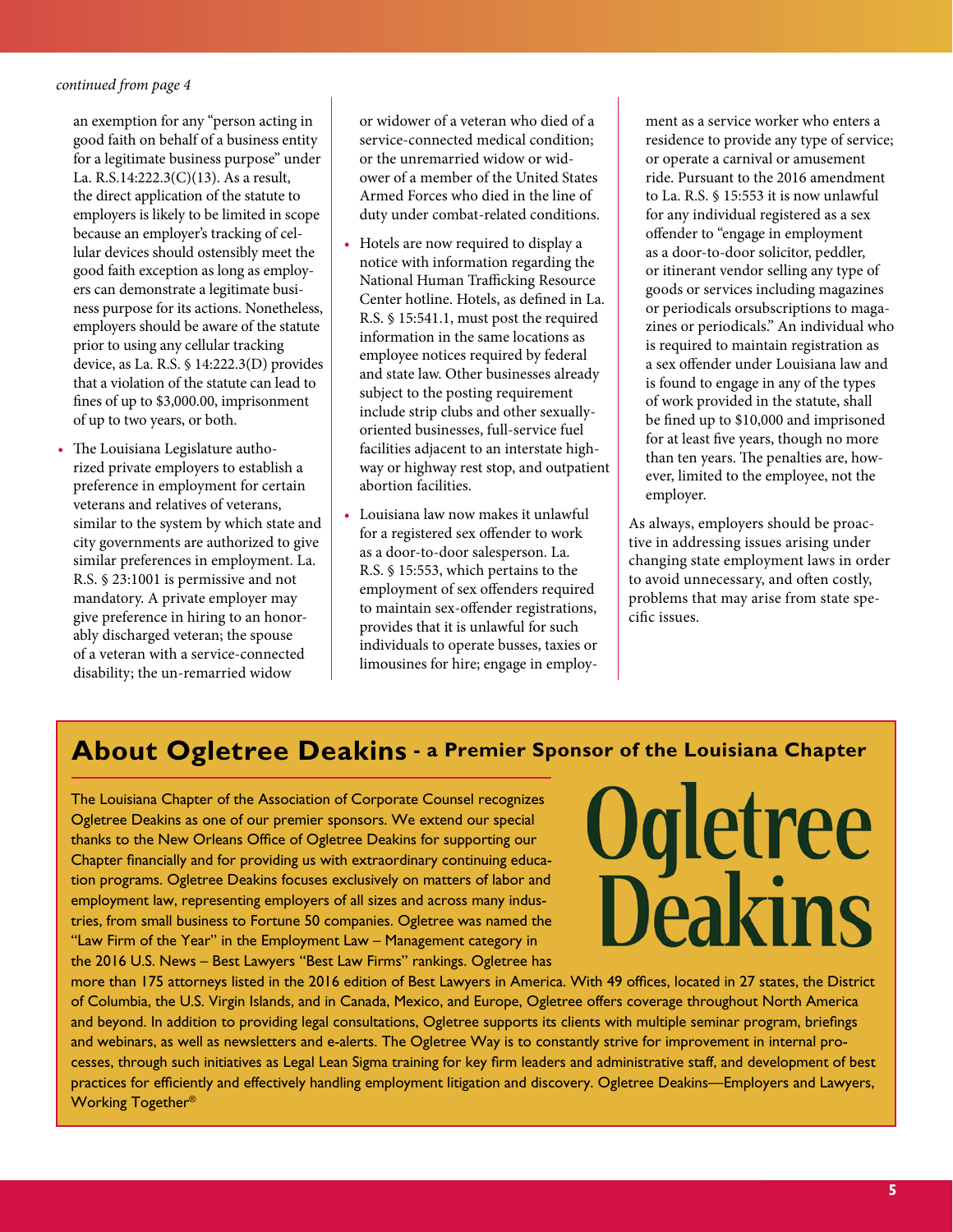*continued from page 4*

an exemption for any "person acting in good faith on behalf of a business entity for a legitimate business purpose" under La. R.S.14:222.3(C)(13). As a result, the direct application of the statute to employers is likely to be limited in scope because an employer's tracking of cellular devices should ostensibly meet the good faith exception as long as employers can demonstrate a legitimate business purpose for its actions. Nonetheless, employers should be aware of the statute prior to using any cellular tracking device, as La. R.S. § 14:222.3(D) provides that a violation of the statute can lead to fines of up to $3,000.00, imprisonment of up to two years, or both.

- The Louisiana Legislature authorized private employers to establish a preference in employment for certain veterans and relatives of veterans, similar to the system by which state and city governments are authorized to give similar preferences in employment. La. R.S. § 23:1001 is permissive and not mandatory. A private employer may give preference in hiring to an honorably discharged veteran; the spouse of a veteran with a service-connected disability; the un-remarried widow or widower of a veteran who died of a service-connected medical condition; or the unremarried widow or widower of a member of the United States Armed Forces who died in the line of duty under combat-related conditions.
- Hotels are now required to display a notice with information regarding the National Human Trafficking Resource Center hotline. Hotels, as defined in La. R.S. § 15:541.1, must post the required information in the same locations as employee notices required by federal and state law. Other businesses already subject to the posting requirement include strip clubs and other sexually-oriented businesses, full-service fuel facilities adjacent to an interstate highway or highway rest stop, and outpatient abortion facilities.
- Louisiana law now makes it unlawful for a registered sex offender to work as a door-to-door salesperson. La. R.S. § 15:553, which pertains to the employment of sex offenders required to maintain sex-offender registrations, provides that it is unlawful for such individuals to operate busses, taxies or limousines for hire; engage in employment as a service worker who enters a residence to provide any type of service; or operate a carnival or amusement ride. Pursuant to the 2016 amendment to La. R.S. § 15:553 it is now unlawful for any individual registered as a sex offender to "engage in employment as a door-to-door solicitor, peddler, or itinerant vendor selling any type of goods or services including magazines or periodicals orsubscriptions to magazines or periodicals." An individual who is required to maintain registration as a sex offender under Louisiana law and is found to engage in any of the types of work provided in the statute, shall be fined up to $10,000 and imprisoned for at least five years, though no more than ten years. The penalties are, however, limited to the employee, not the employer.

As always, employers should be proactive in addressing issues arising under changing state employment laws in order to avoid unnecessary, and often costly, problems that may arise from state specific issues.

## About Ogletree Deakins - a Premier Sponsor of the Louisiana Chapter

Ogletree Deakins

The Louisiana Chapter of the Association of Corporate Counsel recognizes Ogletree Deakins as one of our premier sponsors. We extend our special thanks to the New Orleans Office of Ogletree Deakins for supporting our Chapter financially and for providing us with extraordinary continuing education programs. Ogletree Deakins focuses exclusively on matters of labor and employment law, representing employers of all sizes and across many industries, from small business to Fortune 50 companies. Ogletree was named the "Law Firm of the Year" in the Employment Law – Management category in the 2016 U.S. News – Best Lawyers "Best Law Firms" rankings. Ogletree has more than 175 attorneys listed in the 2016 edition of Best Lawyers in America. With 49 offices, located in 27 states, the District of Columbia, the U.S. Virgin Islands, and in Canada, Mexico, and Europe, Ogletree offers coverage throughout North America and beyond. In addition to providing legal consultations, Ogletree supports its clients with multiple seminar program, briefings and webinars, as well as newsletters and e-alerts. The Ogletree Way is to constantly strive for improvement in internal processes, through such initiatives as Legal Lean Sigma training for key firm leaders and administrative staff, and development of best practices for efficiently and effectively handling employment litigation and discovery. Ogletree Deakins—Employers and Lawyers, Working Together®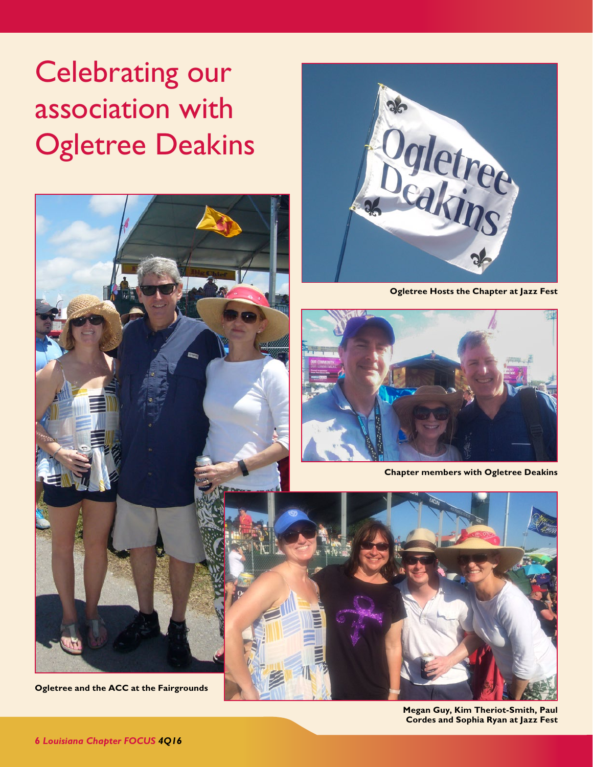# Celebrating our association with Ogletree Deakins

**Ogletree Hosts the Chapter at Jazz Fest**

**Chapter members with Ogletree Deakins**

**Ogletree and the ACC at the Fairgrounds**

**Megan Guy, Kim Theriot-Smith, Paul Cordes and Sophia Ryan at Jazz Fest**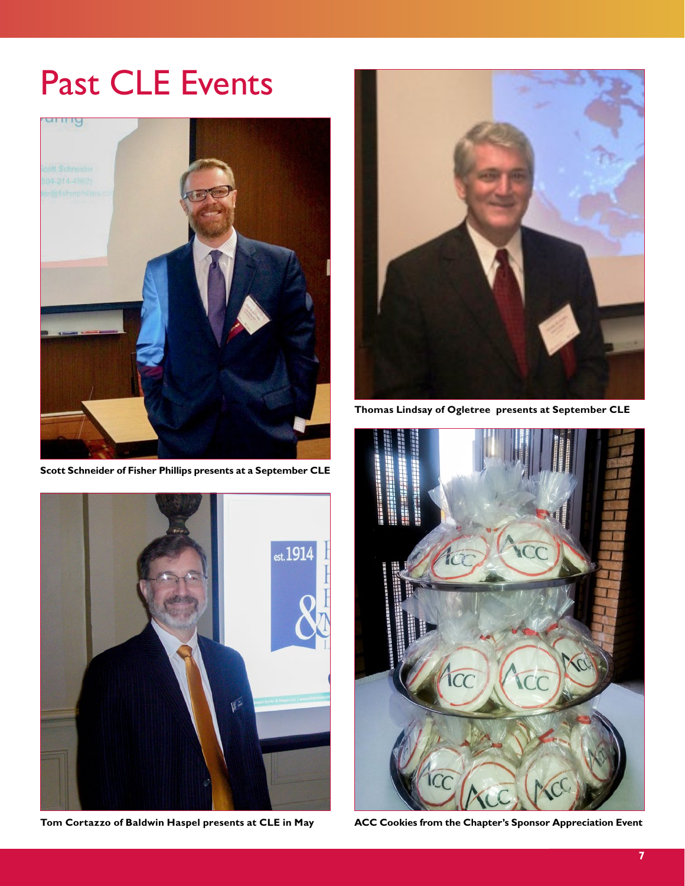# Past CLE Events

Scott Schneider of Fisher Phillips presents at a September CLE

Thomas Lindsay of Ogletree presents at September CLE

Tom Cortazzo of Baldwin Haspel presents at CLE in May

ACC Cookies from the Chapter's Sponsor Appreciation Event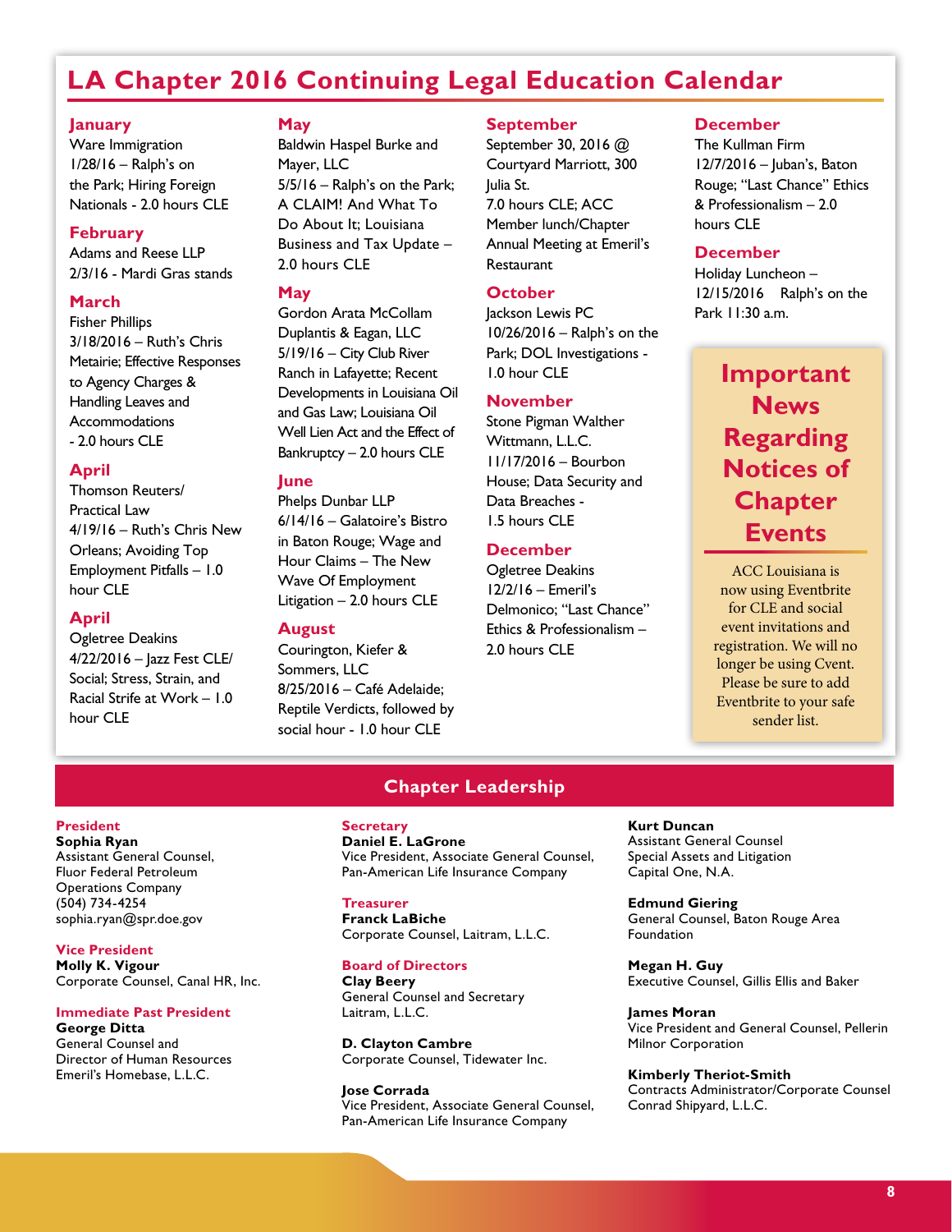# LA Chapter 2016 Continuing Legal Education Calendar

### January
Ware Immigration
1/28/16 – Ralph's on the Park; Hiring Foreign Nationals - 2.0 hours CLE

### February
Adams and Reese LLP
2/3/16 - Mardi Gras stands

### March
Fisher Phillips
3/18/2016 – Ruth's Chris Metairie; Effective Responses to Agency Charges & Handling Leaves and Accommodations - 2.0 hours CLE

### April
Thomson Reuters/ Practical Law
4/19/16 – Ruth's Chris New Orleans; Avoiding Top Employment Pitfalls – 1.0 hour CLE

### April
Ogletree Deakins
4/22/2016 – Jazz Fest CLE/ Social; Stress, Strain, and Racial Strife at Work – 1.0 hour CLE

### May
Baldwin Haspel Burke and Mayer, LLC
5/5/16 – Ralph's on the Park; A CLAIM! And What To Do About It; Louisiana Business and Tax Update – 2.0 hours CLE

### May
Gordon Arata McCollam Duplantis & Eagan, LLC
5/19/16 – City Club River Ranch in Lafayette; Recent Developments in Louisiana Oil and Gas Law; Louisiana Oil Well Lien Act and the Effect of Bankruptcy – 2.0 hours CLE

### June
Phelps Dunbar LLP
6/14/16 – Galatoire's Bistro in Baton Rouge; Wage and Hour Claims – The New Wave Of Employment Litigation – 2.0 hours CLE

### August
Courington, Kiefer & Sommers, LLC
8/25/2016 – Café Adelaide; Reptile Verdicts, followed by social hour - 1.0 hour CLE

### September
September 30, 2016 @ Courtyard Marriott, 300 Julia St.
7.0 hours CLE; ACC Member lunch/Chapter Annual Meeting at Emeril's Restaurant

### October
Jackson Lewis PC
10/26/2016 – Ralph's on the Park; DOL Investigations - 1.0 hour CLE

### November
Stone Pigman Walther Wittmann, L.L.C.
11/17/2016 – Bourbon House; Data Security and Data Breaches - 1.5 hours CLE

### December
Ogletree Deakins
12/2/16 – Emeril's Delmonico; "Last Chance" Ethics & Professionalism – 2.0 hours CLE

### December
The Kullman Firm
12/7/2016 – Juban's, Baton Rouge; "Last Chance" Ethics & Professionalism – 2.0 hours CLE

### December
Holiday Luncheon – 12/15/2016 Ralph's on the Park 11:30 a.m.

## Important News Regarding Notices of Chapter Events

ACC Louisiana is now using Eventbrite for CLE and social event invitations and registration. We will no longer be using Cvent. Please be sure to add Eventbrite to your safe sender list.

## Chapter Leadership

**President**
**Sophia Ryan**
Assistant General Counsel, Fluor Federal Petroleum Operations Company
(504) 734-4254
sophia.ryan@spr.doe.gov

**Vice President**
**Molly K. Vigour**
Corporate Counsel, Canal HR, Inc.

**Immediate Past President**
**George Ditta**
General Counsel and Director of Human Resources
Emeril's Homebase, L.L.C.

**Secretary**
**Daniel E. LaGrone**
Vice President, Associate General Counsel, Pan-American Life Insurance Company

**Treasurer**
**Franck LaBiche**
Corporate Counsel, Laitram, L.L.C.

**Board of Directors**
**Clay Beery**
General Counsel and Secretary
Laitram, L.L.C.

**D. Clayton Cambre**
Corporate Counsel, Tidewater Inc.

**Jose Corrada**
Vice President, Associate General Counsel, Pan-American Life Insurance Company

**Kurt Duncan**
Assistant General Counsel
Special Assets and Litigation
Capital One, N.A.

**Edmund Giering**
General Counsel, Baton Rouge Area Foundation

**Megan H. Guy**
Executive Counsel, Gillis Ellis and Baker

**James Moran**
Vice President and General Counsel, Pellerin Milnor Corporation

**Kimberly Theriot-Smith**
Contracts Administrator/Corporate Counsel
Conrad Shipyard, L.L.C.